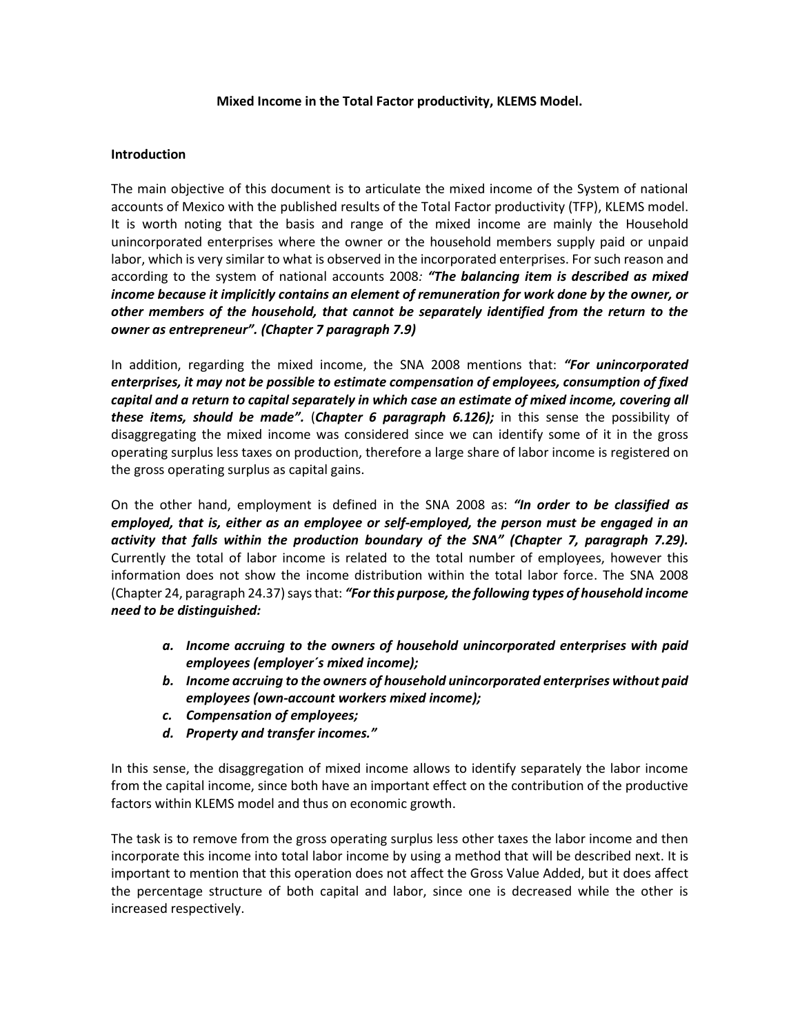**Mixed Income in the Total Factor productivity, KLEMS Model.**

**Introduction**

The main objective of this document is to articulate the mixed income of the System of national accounts of Mexico with the published results of the Total Factor productivity (TFP), KLEMS model. It is worth noting that the basis and range of the mixed income are mainly the Household unincorporated enterprises where the owner or the household members supply paid or unpaid labor, which is very similar to what is observed in the incorporated enterprises. For such reason and according to the system of national accounts 2008*: **"The balancing item is described as mixed income because it implicitly contains an element of remuneration for work done by the owner, or other members of the household, that cannot be separately identified from the return to the owner as entrepreneur". (Chapter 7 paragraph 7.9)***

In addition, regarding the mixed income, the SNA 2008 mentions that: ***"For unincorporated enterprises, it may not be possible to estimate compensation of employees, consumption of fixed capital and a return to capital separately in which case an estimate of mixed income, covering all these items, should be made".*** (***Chapter 6 paragraph 6.126);*** in this sense the possibility of disaggregating the mixed income was considered since we can identify some of it in the gross operating surplus less taxes on production, therefore a large share of labor income is registered on the gross operating surplus as capital gains.

On the other hand, employment is defined in the SNA 2008 as: ***"In order to be classified as employed, that is, either as an employee or self-employed, the person must be engaged in an activity that falls within the production boundary of the SNA" (Chapter 7, paragraph 7.29).*** Currently the total of labor income is related to the total number of employees, however this information does not show the income distribution within the total labor force. The SNA 2008 (Chapter 24, paragraph 24.37) says that: ***"For this purpose, the following types of household income need to be distinguished:***

- ***a. Income accruing to the owners of household unincorporated enterprises with paid employees (employer´s mixed income);***
- ***b. Income accruing to the owners of household unincorporated enterprises without paid employees (own-account workers mixed income);***
- ***c. Compensation of employees;***
- ***d. Property and transfer incomes."***

In this sense, the disaggregation of mixed income allows to identify separately the labor income from the capital income, since both have an important effect on the contribution of the productive factors within KLEMS model and thus on economic growth.

The task is to remove from the gross operating surplus less other taxes the labor income and then incorporate this income into total labor income by using a method that will be described next. It is important to mention that this operation does not affect the Gross Value Added, but it does affect the percentage structure of both capital and labor, since one is decreased while the other is increased respectively.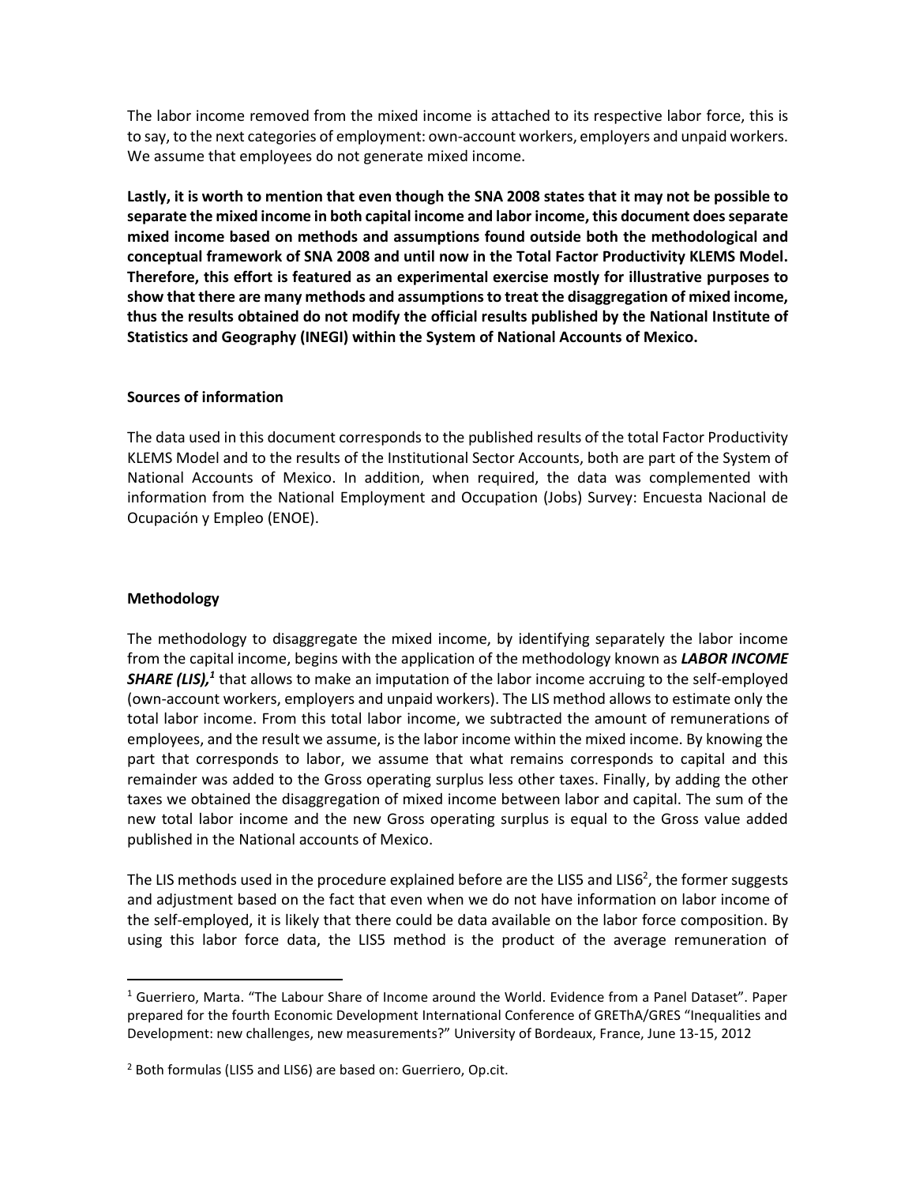The labor income removed from the mixed income is attached to its respective labor force, this is to say, to the next categories of employment: own-account workers, employers and unpaid workers. We assume that employees do not generate mixed income.

**Lastly, it is worth to mention that even though the SNA 2008 states that it may not be possible to separate the mixed income in both capital income and labor income, this document does separate mixed income based on methods and assumptions found outside both the methodological and conceptual framework of SNA 2008 and until now in the Total Factor Productivity KLEMS Model. Therefore, this effort is featured as an experimental exercise mostly for illustrative purposes to show that there are many methods and assumptions to treat the disaggregation of mixed income, thus the results obtained do not modify the official results published by the National Institute of Statistics and Geography (INEGI) within the System of National Accounts of Mexico.**

**Sources of information**

The data used in this document corresponds to the published results of the total Factor Productivity KLEMS Model and to the results of the Institutional Sector Accounts, both are part of the System of National Accounts of Mexico. In addition, when required, the data was complemented with information from the National Employment and Occupation (Jobs) Survey: Encuesta Nacional de Ocupación y Empleo (ENOE).

**Methodology**

The methodology to disaggregate the mixed income, by identifying separately the labor income from the capital income, begins with the application of the methodology known as ***LABOR INCOME SHARE (LIS),***[1] that allows to make an imputation of the labor income accruing to the self-employed (own-account workers, employers and unpaid workers). The LIS method allows to estimate only the total labor income. From this total labor income, we subtracted the amount of remunerations of employees, and the result we assume, is the labor income within the mixed income. By knowing the part that corresponds to labor, we assume that what remains corresponds to capital and this remainder was added to the Gross operating surplus less other taxes. Finally, by adding the other taxes we obtained the disaggregation of mixed income between labor and capital. The sum of the new total labor income and the new Gross operating surplus is equal to the Gross value added published in the National accounts of Mexico.

The LIS methods used in the procedure explained before are the LIS5 and LIS6[2], the former suggests and adjustment based on the fact that even when we do not have information on labor income of the self-employed, it is likely that there could be data available on the labor force composition. By using this labor force data, the LIS5 method is the product of the average remuneration of

[1] Guerriero, Marta. "The Labour Share of Income around the World. Evidence from a Panel Dataset". Paper prepared for the fourth Economic Development International Conference of GREThA/GRES "Inequalities and Development: new challenges, new measurements?" University of Bordeaux, France, June 13-15, 2012

[2] Both formulas (LIS5 and LIS6) are based on: Guerriero, Op.cit.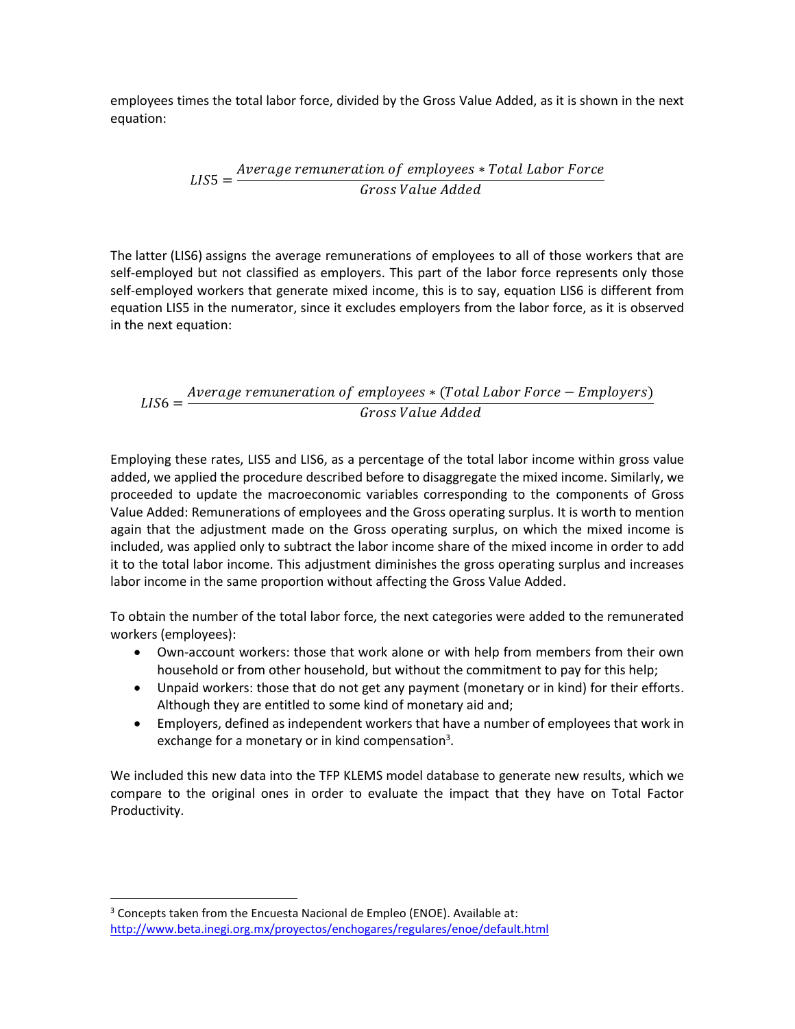employees times the total labor force, divided by the Gross Value Added, as it is shown in the next equation:

$$LIS5 = \frac{Average\ remuneration\ of\ employees * Total\ Labor\ Force}{Gross\ Value\ Added}$$

The latter (LIS6) assigns the average remunerations of employees to all of those workers that are self-employed but not classified as employers. This part of the labor force represents only those self-employed workers that generate mixed income, this is to say, equation LIS6 is different from equation LIS5 in the numerator, since it excludes employers from the labor force, as it is observed in the next equation:

$$LIS6 = \frac{Average\ remuneration\ of\ employees * (Total\ Labor\ Force - Employers)}{Gross\ Value\ Added}$$

Employing these rates, LIS5 and LIS6, as a percentage of the total labor income within gross value added, we applied the procedure described before to disaggregate the mixed income. Similarly, we proceeded to update the macroeconomic variables corresponding to the components of Gross Value Added: Remunerations of employees and the Gross operating surplus. It is worth to mention again that the adjustment made on the Gross operating surplus, on which the mixed income is included, was applied only to subtract the labor income share of the mixed income in order to add it to the total labor income. This adjustment diminishes the gross operating surplus and increases labor income in the same proportion without affecting the Gross Value Added.

To obtain the number of the total labor force, the next categories were added to the remunerated workers (employees):

- Own-account workers: those that work alone or with help from members from their own household or from other household, but without the commitment to pay for this help;
- Unpaid workers: those that do not get any payment (monetary or in kind) for their efforts. Although they are entitled to some kind of monetary aid and;
- Employers, defined as independent workers that have a number of employees that work in exchange for a monetary or in kind compensation[3].

We included this new data into the TFP KLEMS model database to generate new results, which we compare to the original ones in order to evaluate the impact that they have on Total Factor Productivity.

[3] Concepts taken from the Encuesta Nacional de Empleo (ENOE). Available at: http://www.beta.inegi.org.mx/proyectos/enchogares/regulares/enoe/default.html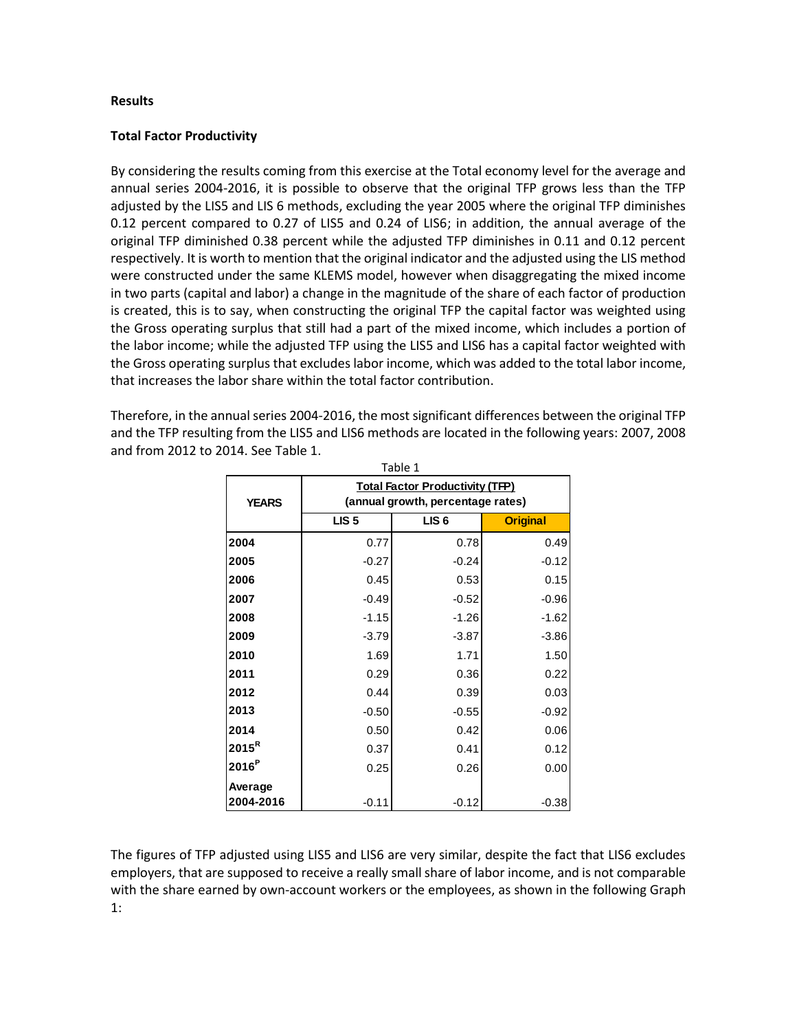**Results**

**Total Factor Productivity**

By considering the results coming from this exercise at the Total economy level for the average and annual series 2004-2016, it is possible to observe that the original TFP grows less than the TFP adjusted by the LIS5 and LIS 6 methods, excluding the year 2005 where the original TFP diminishes 0.12 percent compared to 0.27 of LIS5 and 0.24 of LIS6; in addition, the annual average of the original TFP diminished 0.38 percent while the adjusted TFP diminishes in 0.11 and 0.12 percent respectively. It is worth to mention that the original indicator and the adjusted using the LIS method were constructed under the same KLEMS model, however when disaggregating the mixed income in two parts (capital and labor) a change in the magnitude of the share of each factor of production is created, this is to say, when constructing the original TFP the capital factor was weighted using the Gross operating surplus that still had a part of the mixed income, which includes a portion of the labor income; while the adjusted TFP using the LIS5 and LIS6 has a capital factor weighted with the Gross operating surplus that excludes labor income, which was added to the total labor income, that increases the labor share within the total factor contribution.

Therefore, in the annual series 2004-2016, the most significant differences between the original TFP and the TFP resulting from the LIS5 and LIS6 methods are located in the following years: 2007, 2008 and from 2012 to 2014. See Table 1.

Table 1

| YEARS | Total Factor Productivity (TFP) (annual growth, percentage rates) | | |
|---|---|---|---|
| | LIS 5 | LIS 6 | Original |
| 2004 | 0.77 | 0.78 | 0.49 |
| 2005 | -0.27 | -0.24 | -0.12 |
| 2006 | 0.45 | 0.53 | 0.15 |
| 2007 | -0.49 | -0.52 | -0.96 |
| 2008 | -1.15 | -1.26 | -1.62 |
| 2009 | -3.79 | -3.87 | -3.86 |
| 2010 | 1.69 | 1.71 | 1.50 |
| 2011 | 0.29 | 0.36 | 0.22 |
| 2012 | 0.44 | 0.39 | 0.03 |
| 2013 | -0.50 | -0.55 | -0.92 |
| 2014 | 0.50 | 0.42 | 0.06 |
| 2015[R] | 0.37 | 0.41 | 0.12 |
| 2016[P] | 0.25 | 0.26 | 0.00 |
| Average 2004-2016 | -0.11 | -0.12 | -0.38 |

The figures of TFP adjusted using LIS5 and LIS6 are very similar, despite the fact that LIS6 excludes employers, that are supposed to receive a really small share of labor income, and is not comparable with the share earned by own-account workers or the employees, as shown in the following Graph 1: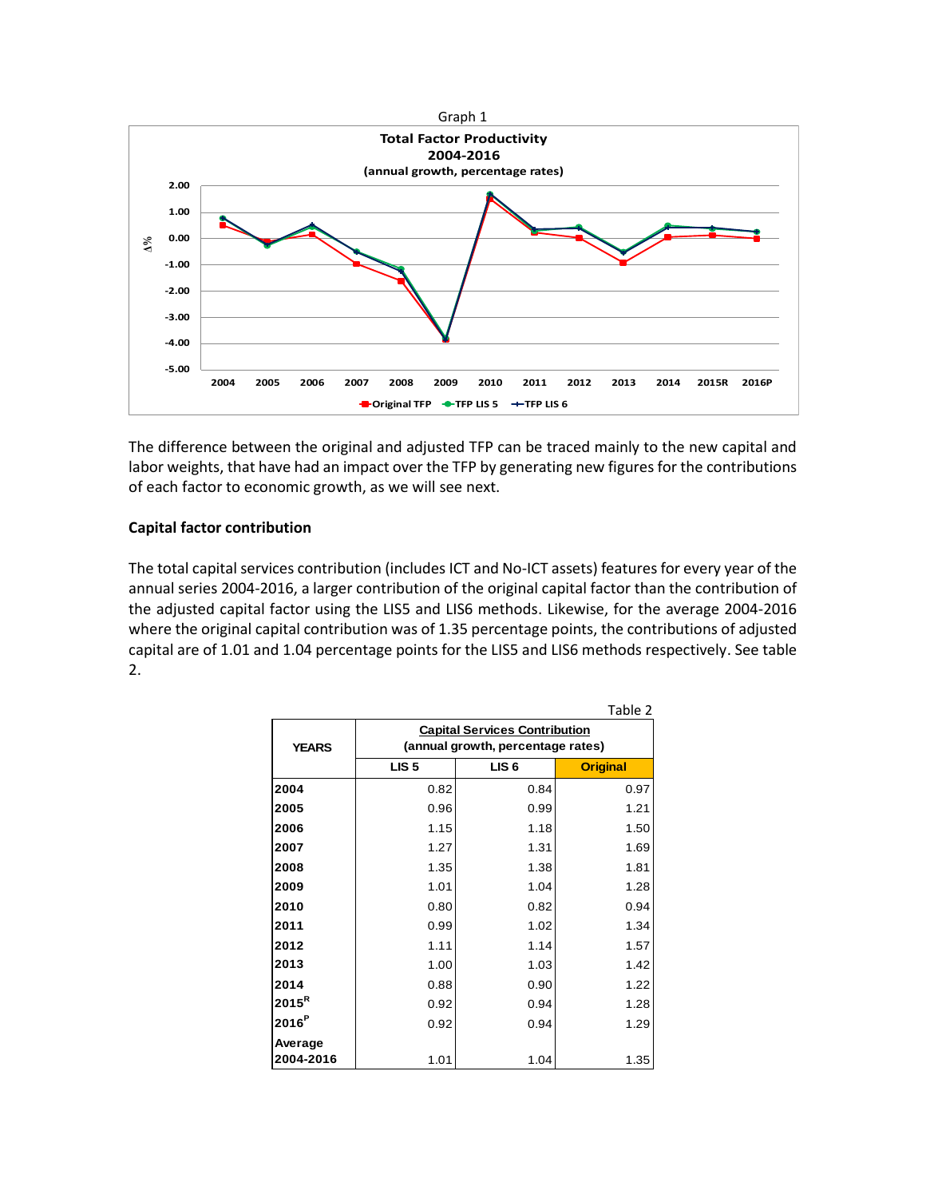Graph 1

**Total Factor Productivity**
**2004-2016**
**(annual growth, percentage rates)**

The difference between the original and adjusted TFP can be traced mainly to the new capital and labor weights, that have had an impact over the TFP by generating new figures for the contributions of each factor to economic growth, as we will see next.

### Capital factor contribution

The total capital services contribution (includes ICT and No-ICT assets) features for every year of the annual series 2004-2016, a larger contribution of the original capital factor than the contribution of the adjusted capital factor using the LIS5 and LIS6 methods. Likewise, for the average 2004-2016 where the original capital contribution was of 1.35 percentage points, the contributions of adjusted capital are of 1.01 and 1.04 percentage points for the LIS5 and LIS6 methods respectively. See table 2.

Table 2

| YEARS | Capital Services Contribution (annual growth, percentage rates) | | |
|---|---|---|---|
| | LIS 5 | LIS 6 | Original |
| 2004 | 0.82 | 0.84 | 0.97 |
| 2005 | 0.96 | 0.99 | 1.21 |
| 2006 | 1.15 | 1.18 | 1.50 |
| 2007 | 1.27 | 1.31 | 1.69 |
| 2008 | 1.35 | 1.38 | 1.81 |
| 2009 | 1.01 | 1.04 | 1.28 |
| 2010 | 0.80 | 0.82 | 0.94 |
| 2011 | 0.99 | 1.02 | 1.34 |
| 2012 | 1.11 | 1.14 | 1.57 |
| 2013 | 1.00 | 1.03 | 1.42 |
| 2014 | 0.88 | 0.90 | 1.22 |
| 2015[R] | 0.92 | 0.94 | 1.28 |
| 2016[P] | 0.92 | 0.94 | 1.29 |
| Average 2004-2016 | 1.01 | 1.04 | 1.35 |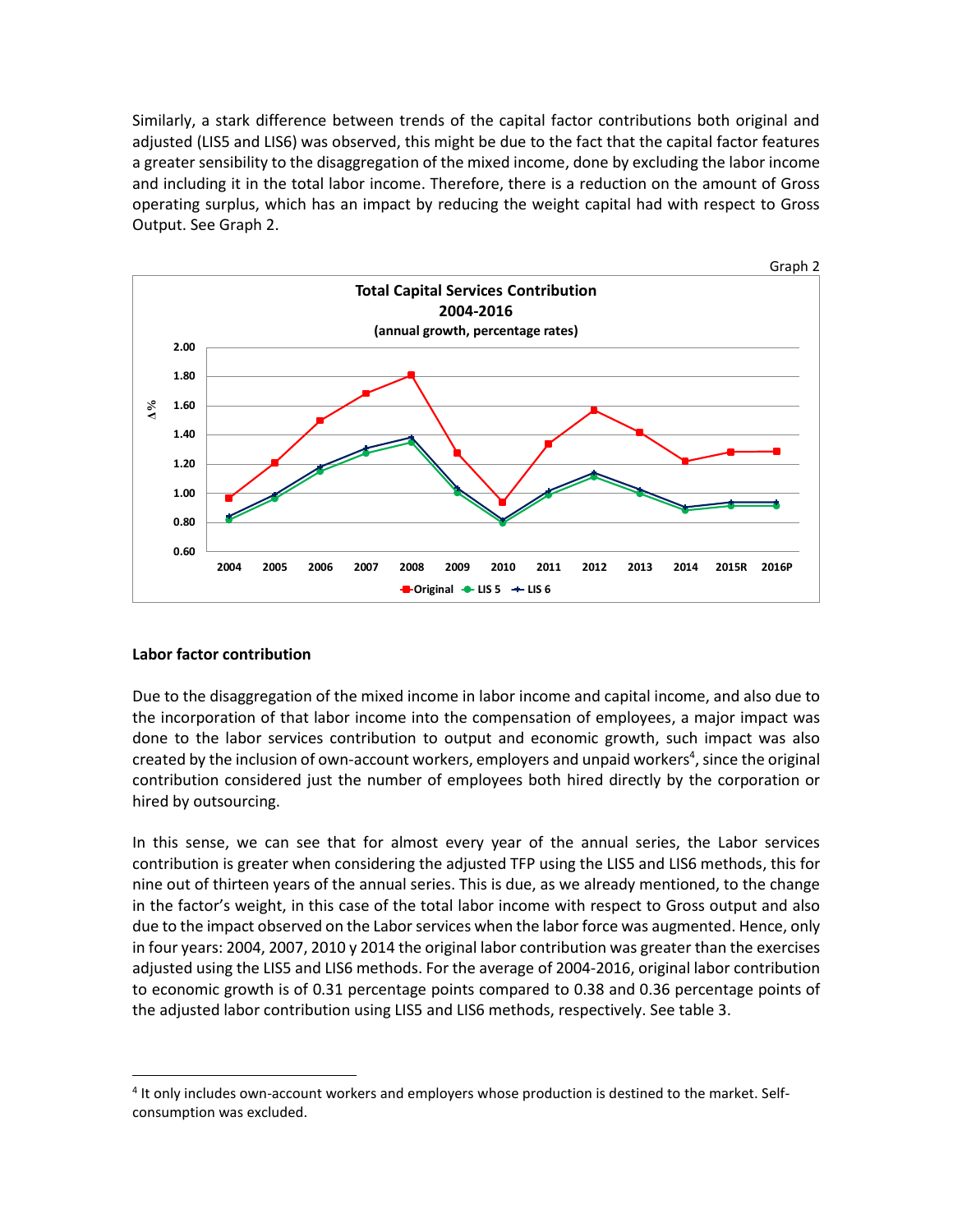Similarly, a stark difference between trends of the capital factor contributions both original and adjusted (LIS5 and LIS6) was observed, this might be due to the fact that the capital factor features a greater sensibility to the disaggregation of the mixed income, done by excluding the labor income and including it in the total labor income. Therefore, there is a reduction on the amount of Gross operating surplus, which has an impact by reducing the weight capital had with respect to Gross Output. See Graph 2.

Graph 2

**Total Capital Services Contribution 2004-2016 (annual growth, percentage rates)**

### Labor factor contribution

Due to the disaggregation of the mixed income in labor income and capital income, and also due to the incorporation of that labor income into the compensation of employees, a major impact was done to the labor services contribution to output and economic growth, such impact was also created by the inclusion of own-account workers, employers and unpaid workers[4], since the original contribution considered just the number of employees both hired directly by the corporation or hired by outsourcing.

In this sense, we can see that for almost every year of the annual series, the Labor services contribution is greater when considering the adjusted TFP using the LIS5 and LIS6 methods, this for nine out of thirteen years of the annual series. This is due, as we already mentioned, to the change in the factor's weight, in this case of the total labor income with respect to Gross output and also due to the impact observed on the Labor services when the labor force was augmented. Hence, only in four years: 2004, 2007, 2010 y 2014 the original labor contribution was greater than the exercises adjusted using the LIS5 and LIS6 methods. For the average of 2004-2016, original labor contribution to economic growth is of 0.31 percentage points compared to 0.38 and 0.36 percentage points of the adjusted labor contribution using LIS5 and LIS6 methods, respectively. See table 3.

[4] It only includes own-account workers and employers whose production is destined to the market. Self-consumption was excluded.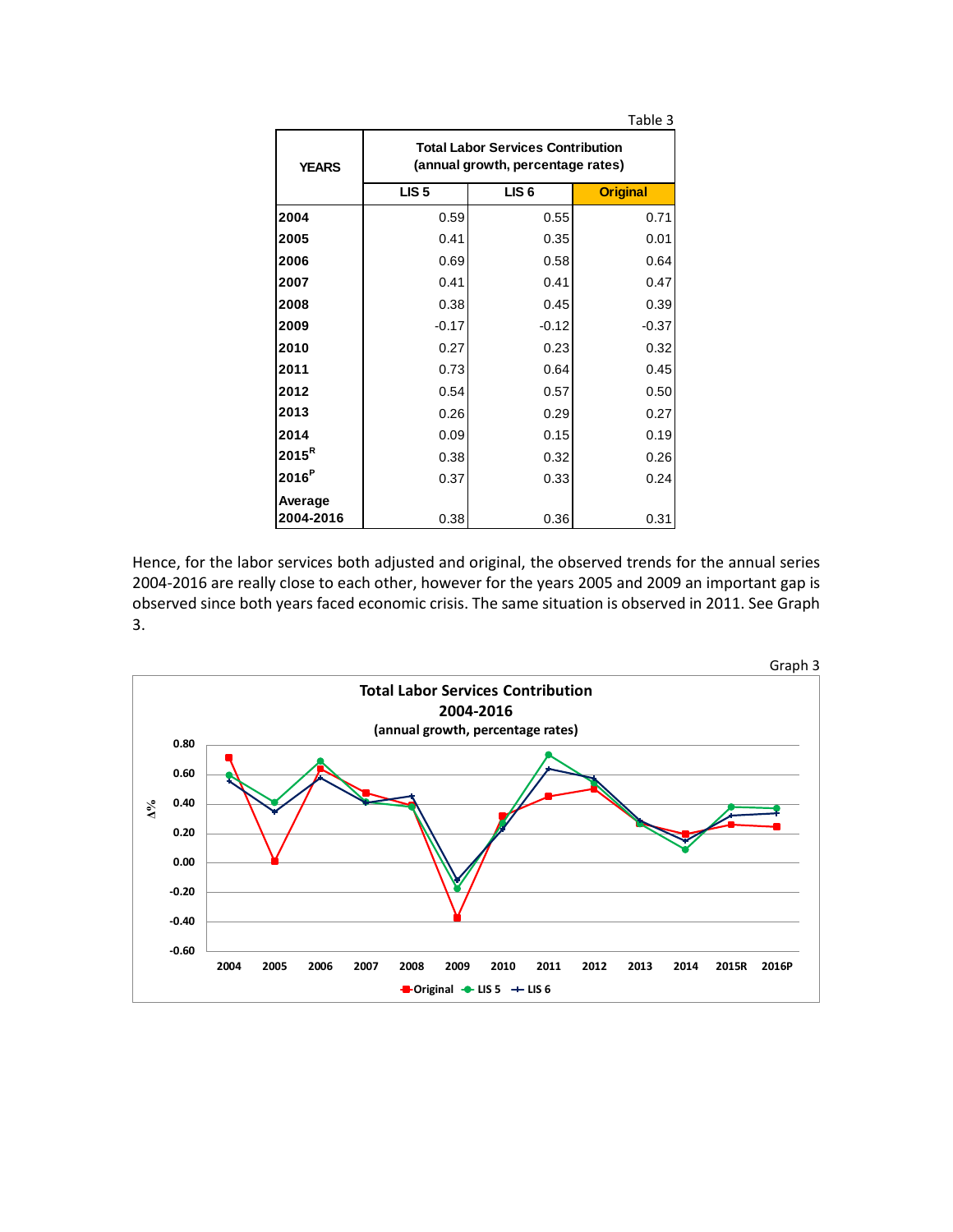Table 3

| YEARS | Total Labor Services Contribution (annual growth, percentage rates) | | |
|---|---|---|---|
| | LIS 5 | LIS 6 | Original |
| 2004 | 0.59 | 0.55 | 0.71 |
| 2005 | 0.41 | 0.35 | 0.01 |
| 2006 | 0.69 | 0.58 | 0.64 |
| 2007 | 0.41 | 0.41 | 0.47 |
| 2008 | 0.38 | 0.45 | 0.39 |
| 2009 | -0.17 | -0.12 | -0.37 |
| 2010 | 0.27 | 0.23 | 0.32 |
| 2011 | 0.73 | 0.64 | 0.45 |
| 2012 | 0.54 | 0.57 | 0.50 |
| 2013 | 0.26 | 0.29 | 0.27 |
| 2014 | 0.09 | 0.15 | 0.19 |
| 2015[R] | 0.38 | 0.32 | 0.26 |
| 2016[P] | 0.37 | 0.33 | 0.24 |
| Average 2004-2016 | 0.38 | 0.36 | 0.31 |

Hence, for the labor services both adjusted and original, the observed trends for the annual series 2004-2016 are really close to each other, however for the years 2005 and 2009 an important gap is observed since both years faced economic crisis. The same situation is observed in 2011. See Graph 3.

Graph 3

**Total Labor Services Contribution 2004-2016**
(annual growth, percentage rates)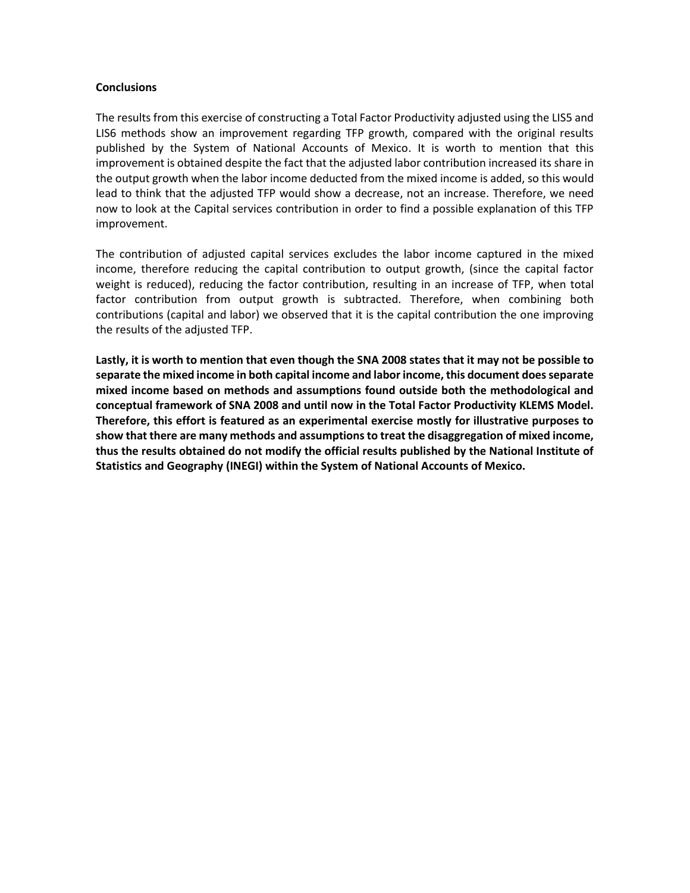**Conclusions**

The results from this exercise of constructing a Total Factor Productivity adjusted using the LIS5 and LIS6 methods show an improvement regarding TFP growth, compared with the original results published by the System of National Accounts of Mexico. It is worth to mention that this improvement is obtained despite the fact that the adjusted labor contribution increased its share in the output growth when the labor income deducted from the mixed income is added, so this would lead to think that the adjusted TFP would show a decrease, not an increase. Therefore, we need now to look at the Capital services contribution in order to find a possible explanation of this TFP improvement.

The contribution of adjusted capital services excludes the labor income captured in the mixed income, therefore reducing the capital contribution to output growth, (since the capital factor weight is reduced), reducing the factor contribution, resulting in an increase of TFP, when total factor contribution from output growth is subtracted. Therefore, when combining both contributions (capital and labor) we observed that it is the capital contribution the one improving the results of the adjusted TFP.

**Lastly, it is worth to mention that even though the SNA 2008 states that it may not be possible to separate the mixed income in both capital income and labor income, this document does separate mixed income based on methods and assumptions found outside both the methodological and conceptual framework of SNA 2008 and until now in the Total Factor Productivity KLEMS Model. Therefore, this effort is featured as an experimental exercise mostly for illustrative purposes to show that there are many methods and assumptions to treat the disaggregation of mixed income, thus the results obtained do not modify the official results published by the National Institute of Statistics and Geography (INEGI) within the System of National Accounts of Mexico.**